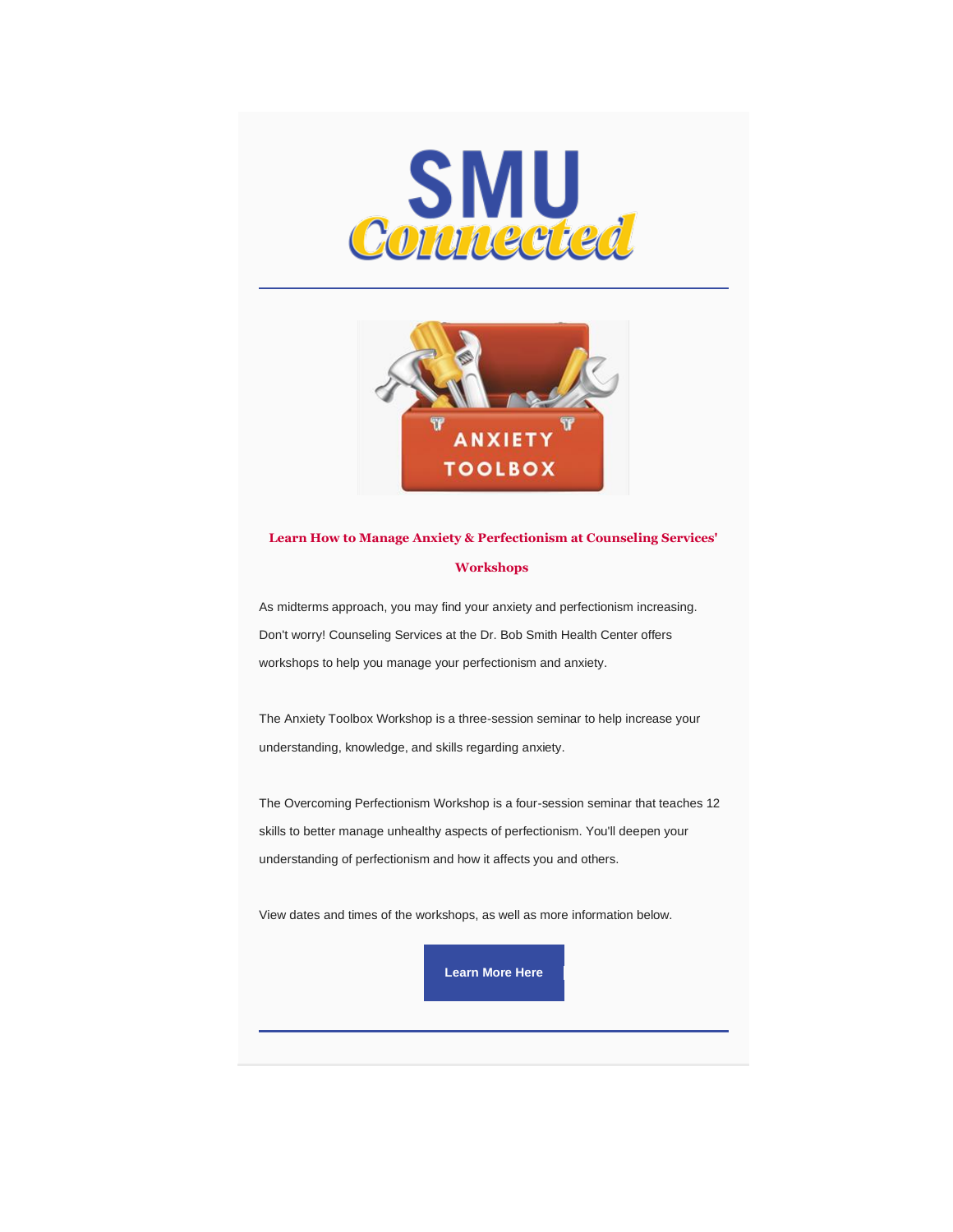## Learn How to Manage Anxiety & Perfectionism at Counseling Services' Workshops

As midterms approach, you may find your anxiety and perfectionism increasing. Don't worry! Counseling Services at the Dr. Bob Smith Health Center offers workshops to help you manage your perfectionism and anxiety.

The Anxiety Toolbox Workshop is a three-session seminar to help increase your understanding, knowledge, and skills regarding anxiety.

The Overcoming Perfectionism Workshop is a four-session seminar that teaches 12 skills to better manage unhealthy aspects of perfectionism. You'll deepen your understanding of perfectionism and how it affects you and others.

View dates and times of the workshops, as well as more information below.

**Learn More Here**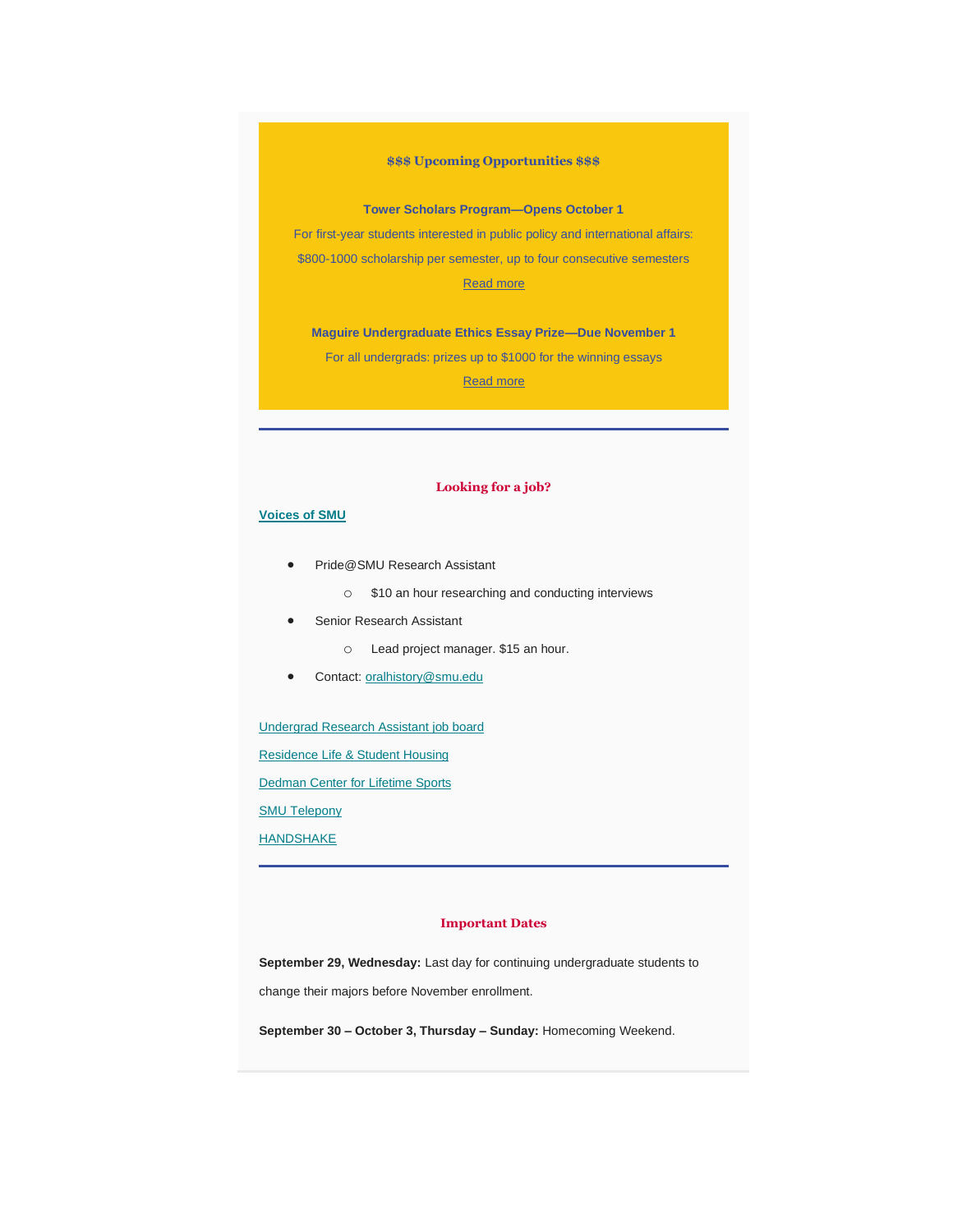## $$$ Upcoming Opportunities $$$

**Tower Scholars Program—Opens October 1**

For first-year students interested in public policy and international affairs: $800-1000 scholarship per semester, up to four consecutive semesters

Read more

**Maguire Undergraduate Ethics Essay Prize—Due November 1**

For all undergrads: prizes up to $1000 for the winning essays

Read more

---

## Looking for a job?

**Voices of SMU**

- Pride@SMU Research Assistant
  - $10 an hour researching and conducting interviews
- Senior Research Assistant
  - Lead project manager. $15 an hour.
- Contact: oralhistory@smu.edu

Undergrad Research Assistant job board

Residence Life & Student Housing

Dedman Center for Lifetime Sports

SMU Telepony

HANDSHAKE

---

## Important Dates

**September 29, Wednesday:** Last day for continuing undergraduate students to change their majors before November enrollment.

**September 30 – October 3, Thursday – Sunday:** Homecoming Weekend.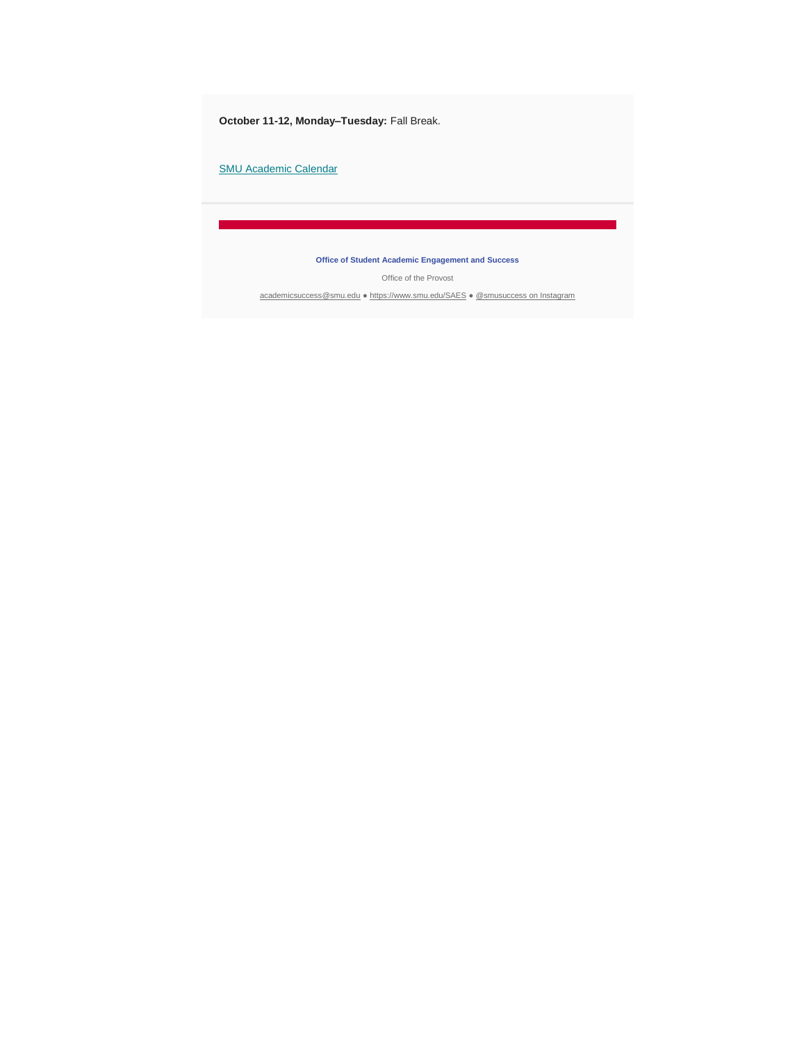**October 11-12, Monday–Tuesday:** Fall Break.

[SMU Academic Calendar]

---

**Office of Student Academic Engagement and Success**

Office of the Provost

academicsuccess@smu.edu ● https://www.smu.edu/SAES ● @smusuccess on Instagram